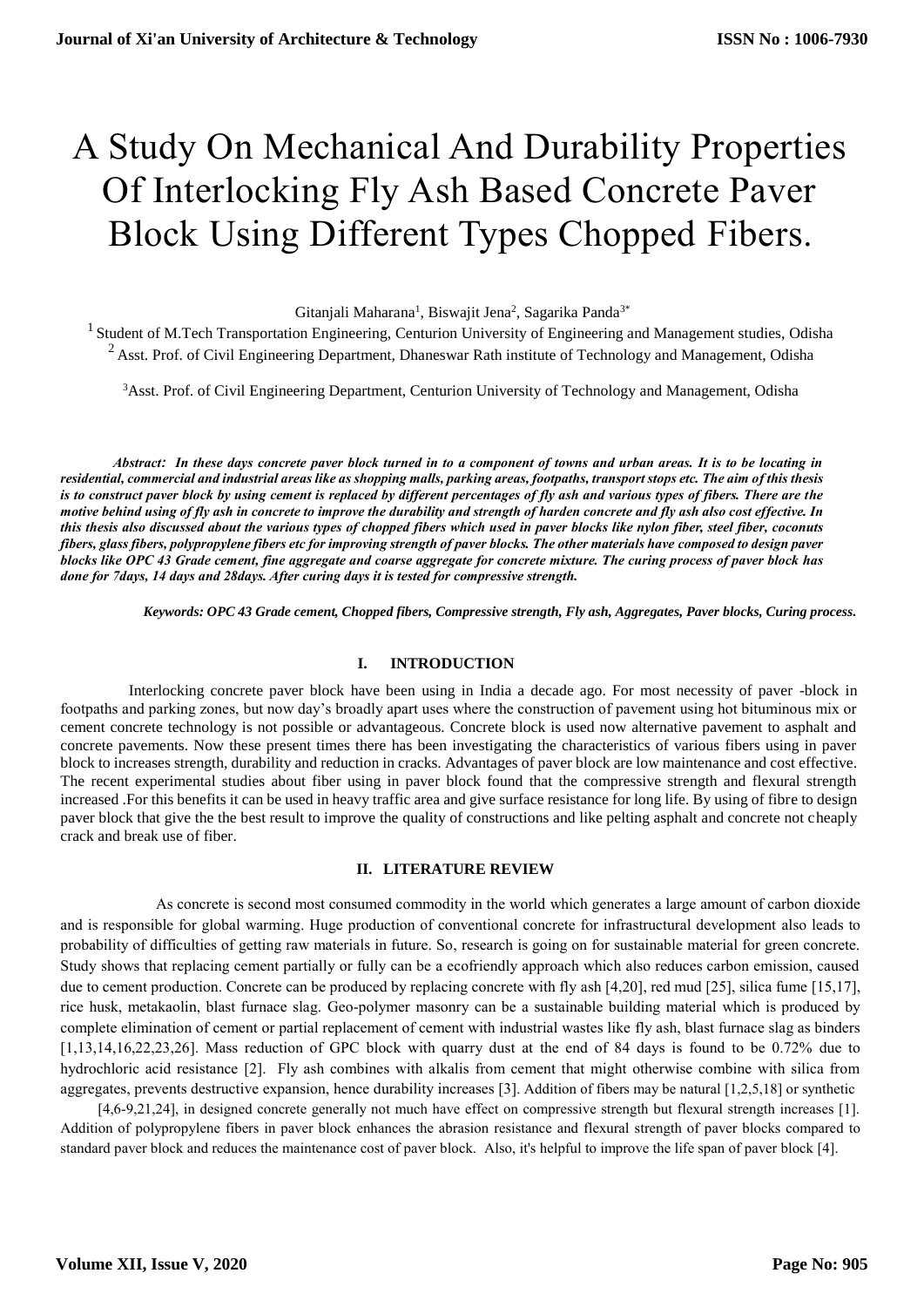# A Study On Mechanical And Durability Properties Of Interlocking Fly Ash Based Concrete Paver Block Using Different Types Chopped Fibers.

Gitanjali Maharana[1], Biswajit Jena[2], Sagarika Panda[3*]

[1] Student of M.Tech Transportation Engineering, Centurion University of Engineering and Management studies, Odisha

[2] Asst. Prof. of Civil Engineering Department, Dhaneswar Rath institute of Technology and Management, Odisha

[3] Asst. Prof. of Civil Engineering Department, Centurion University of Technology and Management, Odisha

***Abstract:** In these days concrete paver block turned in to a component of towns and urban areas. It is to be locating in residential, commercial and industrial areas like as shopping malls, parking areas, footpaths, transport stops etc. The aim of this thesis is to construct paver block by using cement is replaced by different percentages of fly ash and various types of fibers. There are the motive behind using of fly ash in concrete to improve the durability and strength of harden concrete and fly ash also cost effective. In this thesis also discussed about the various types of chopped fibers which used in paver blocks like nylon fiber, steel fiber, coconuts fibers, glass fibers, polypropylene fibers etc for improving strength of paver blocks. The other materials have composed to design paver blocks like OPC 43 Grade cement, fine aggregate and coarse aggregate for concrete mixture. The curing process of paver block has done for 7days, 14 days and 28days. After curing days it is tested for compressive strength.*

***Keywords:** OPC 43 Grade cement, Chopped fibers, Compressive strength, Fly ash, Aggregates, Paver blocks, Curing process.*

## I. INTRODUCTION

Interlocking concrete paver block have been using in India a decade ago. For most necessity of paver -block in footpaths and parking zones, but now day's broadly apart uses where the construction of pavement using hot bituminous mix or cement concrete technology is not possible or advantageous. Concrete block is used now alternative pavement to asphalt and concrete pavements. Now these present times there has been investigating the characteristics of various fibers using in paver block to increases strength, durability and reduction in cracks. Advantages of paver block are low maintenance and cost effective. The recent experimental studies about fiber using in paver block found that the compressive strength and flexural strength increased .For this benefits it can be used in heavy traffic area and give surface resistance for long life. By using of fibre to design paver block that give the the best result to improve the quality of constructions and like pelting asphalt and concrete not cheaply crack and break use of fiber.

## II. LITERATURE REVIEW

As concrete is second most consumed commodity in the world which generates a large amount of carbon dioxide and is responsible for global warming. Huge production of conventional concrete for infrastructural development also leads to probability of difficulties of getting raw materials in future. So, research is going on for sustainable material for green concrete. Study shows that replacing cement partially or fully can be a ecofriendly approach which also reduces carbon emission, caused due to cement production. Concrete can be produced by replacing concrete with fly ash [4,20], red mud [25], silica fume [15,17], rice husk, metakaolin, blast furnace slag. Geo-polymer masonry can be a sustainable building material which is produced by complete elimination of cement or partial replacement of cement with industrial wastes like fly ash, blast furnace slag as binders [1,13,14,16,22,23,26]. Mass reduction of GPC block with quarry dust at the end of 84 days is found to be 0.72% due to hydrochloric acid resistance [2]. Fly ash combines with alkalis from cement that might otherwise combine with silica from aggregates, prevents destructive expansion, hence durability increases [3]. Addition of fibers may be natural [1,2,5,18] or synthetic [4,6-9,21,24], in designed concrete generally not much have effect on compressive strength but flexural strength increases [1]. Addition of polypropylene fibers in paver block enhances the abrasion resistance and flexural strength of paver blocks compared to standard paver block and reduces the maintenance cost of paver block. Also, it's helpful to improve the life span of paver block [4].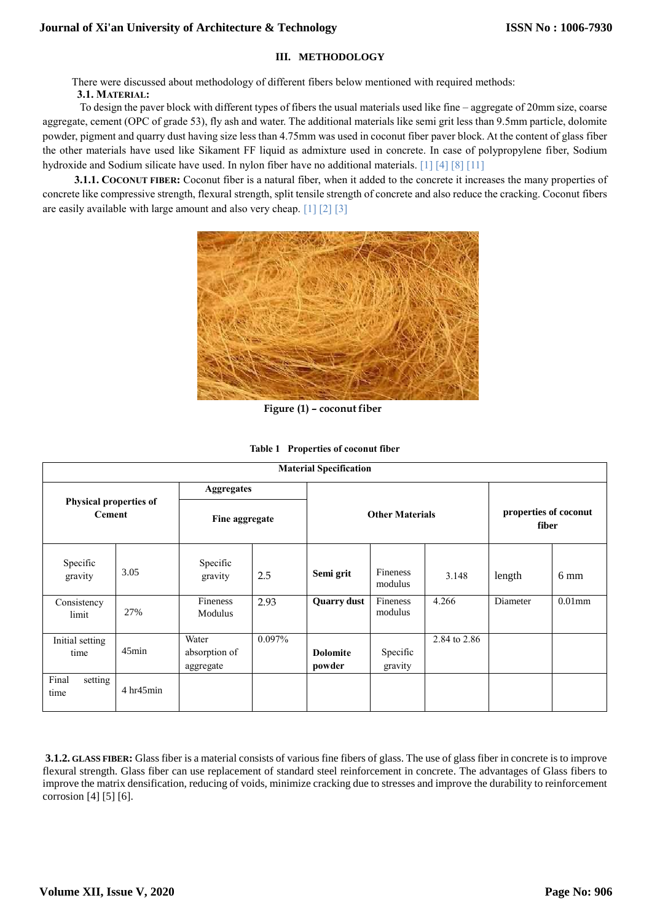## III. METHODOLOGY

There were discussed about methodology of different fibers below mentioned with required methods:

### 3.1. MATERIAL:

To design the paver block with different types of fibers the usual materials used like fine – aggregate of 20mm size, coarse aggregate, cement (OPC of grade 53), fly ash and water. The additional materials like semi grit less than 9.5mm particle, dolomite powder, pigment and quarry dust having size less than 4.75mm was used in coconut fiber paver block. At the content of glass fiber the other materials have used like Sikament FF liquid as admixture used in concrete. In case of polypropylene fiber, Sodium hydroxide and Sodium silicate have used. In nylon fiber have no additional materials. [1] [4] [8] [11]

**3.1.1. COCONUT FIBER:** Coconut fiber is a natural fiber, when it added to the concrete it increases the many properties of concrete like compressive strength, flexural strength, split tensile strength of concrete and also reduce the cracking. Coconut fibers are easily available with large amount and also very cheap. [1] [2] [3]

**Figure (1) – coconut fiber**

**Table 1 Properties of coconut fiber**

| Material Specification | | | | | | | | |
|---|---|---|---|---|---|---|---|---|
| Physical properties of Cement | | Aggregates | | Other Materials | | | properties of coconut fiber | |
| | | Fine aggregate | | | | | | |
| Specific gravity | 3.05 | Specific gravity | 2.5 | **Semi grit** | Fineness modulus | 3.148 | length | 6 mm |
| Consistency limit | 27% | Fineness Modulus | 2.93 | **Quarry dust** | Fineness modulus | 4.266 | Diameter | 0.01mm |
| Initial setting time | 45min | Water absorption of aggregate | 0.097% | **Dolomite powder** | Specific gravity | 2.84 to 2.86 | | |
| Final setting time | 4 hr45min | | | | | | | |

**3.1.2. GLASS FIBER:** Glass fiber is a material consists of various fine fibers of glass. The use of glass fiber in concrete is to improve flexural strength. Glass fiber can use replacement of standard steel reinforcement in concrete. The advantages of Glass fibers to improve the matrix densification, reducing of voids, minimize cracking due to stresses and improve the durability to reinforcement corrosion [4] [5] [6].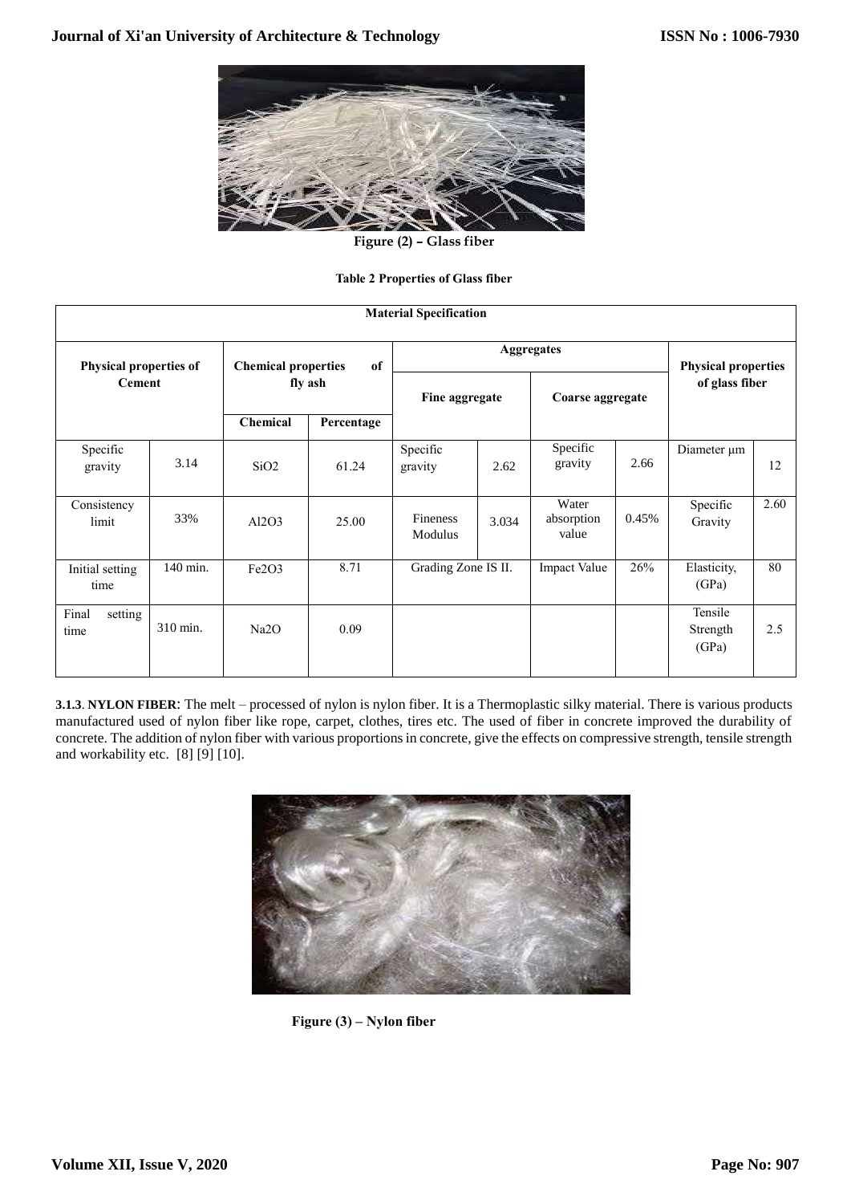Figure (2) – Glass fiber

**Table 2 Properties of Glass fiber**

| Material Specification | | | | | | | | | |
|---|---|---|---|---|---|---|---|---|---|
| **Physical properties of Cement** | | **Chemical properties of fly ash** | | **Aggregates** | | | | **Physical properties of glass fiber** | |
| | | | | **Fine aggregate** | | **Coarse aggregate** | | | |
| | | **Chemical** | **Percentage** | | | | | | |
| Specific gravity | 3.14 | $SiO_2$ | 61.24 | Specific gravity | 2.62 | Specific gravity | 2.66 | Diameter µm | 12 |
| Consistency limit | 33% | $Al_2O_3$ | 25.00 | Fineness Modulus | 3.034 | Water absorption value | 0.45% | Specific Gravity | 2.60 |
| Initial setting time | 140 min. | $Fe_2O_3$ | 8.71 | Grading Zone IS II. | | Impact Value | 26% | Elasticity, (GPa) | 80 |
| Final setting time | 310 min. | $Na_2O$ | 0.09 | | | | | Tensile Strength (GPa) | 2.5 |

**3.1.3**. **NYLON FIBER**: The melt – processed of nylon is nylon fiber. It is a Thermoplastic silky material. There is various products manufactured used of nylon fiber like rope, carpet, clothes, tires etc. The used of fiber in concrete improved the durability of concrete. The addition of nylon fiber with various proportions in concrete, give the effects on compressive strength, tensile strength and workability etc. [8] [9] [10].

**Figure (3) – Nylon fiber**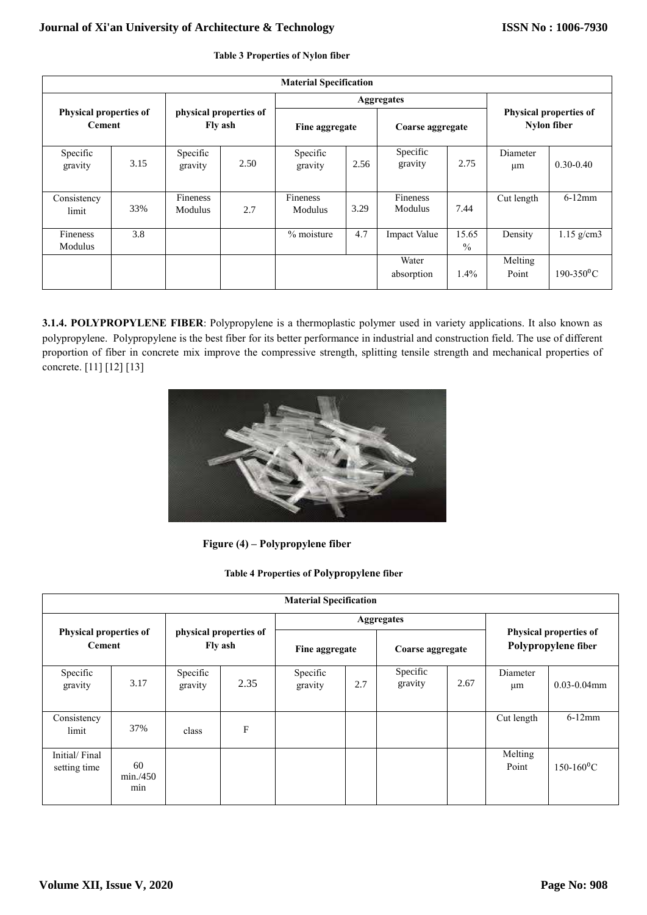**Table 3 Properties of Nylon fiber**

| Material Specification | | | | | | | | | |
|---|---|---|---|---|---|---|---|---|---|
| **Physical properties of Cement** | | **physical properties of Fly ash** | | **Aggregates** | | | | **Physical properties of Nylon fiber** | |
| | | | | **Fine aggregate** | | **Coarse aggregate** | | | |
| Specific gravity | 3.15 | Specific gravity | 2.50 | Specific gravity | 2.56 | Specific gravity | 2.75 | Diameter µm | 0.30-0.40 |
| Consistency limit | 33% | Fineness Modulus | 2.7 | Fineness Modulus | 3.29 | Fineness Modulus | 7.44 | Cut length | 6-12mm |
| Fineness Modulus | 3.8 | | | % moisture | 4.7 | Impact Value | 15.65 % | Density | 1.15 g/cm3 |
| | | | | | | Water absorption | 1.4% | Melting Point | 190-350$^0$C |

**3.1.4. POLYPROPYLENE FIBER**: Polypropylene is a thermoplastic polymer used in variety applications. It also known as polypropylene. Polypropylene is the best fiber for its better performance in industrial and construction field. The use of different proportion of fiber in concrete mix improve the compressive strength, splitting tensile strength and mechanical properties of concrete. [11] [12] [13]

**Figure (4) – Polypropylene fiber**

**Table 4 Properties of Polypropylene fiber**

| Material Specification | | | | | | | | | |
|---|---|---|---|---|---|---|---|---|---|
| **Physical properties of Cement** | | **physical properties of Fly ash** | | **Aggregates** | | | | **Physical properties of Polypropylene fiber** | |
| | | | | **Fine aggregate** | | **Coarse aggregate** | | | |
| Specific gravity | 3.17 | Specific gravity | 2.35 | Specific gravity | 2.7 | Specific gravity | 2.67 | Diameter µm | 0.03-0.04mm |
| Consistency limit | 37% | class | F | | | | | Cut length | 6-12mm |
| Initial/ Final setting time | 60 min./450 min | | | | | | | Melting Point | 150-160$^0$C |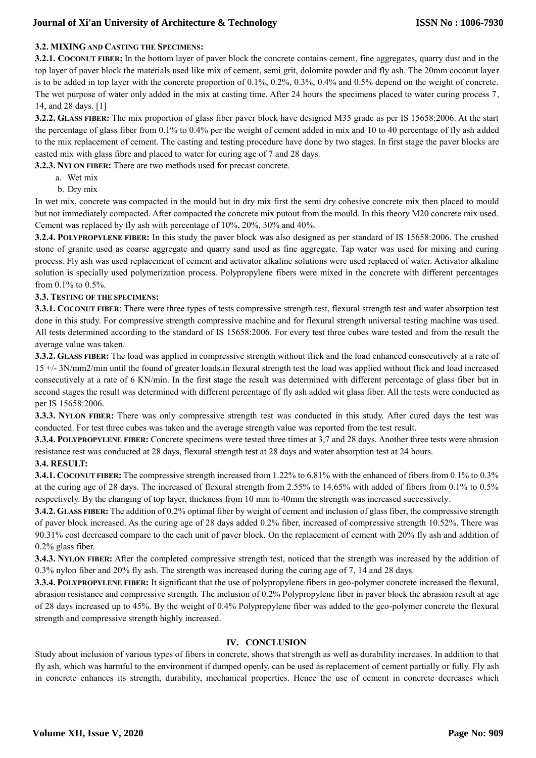**3.2. MIXING AND CASTING THE SPECIMENS:**

**3.2.1. COCONUT FIBER:** In the bottom layer of paver block the concrete contains cement, fine aggregates, quarry dust and in the top layer of paver block the materials used like mix of cement, semi grit, dolomite powder and fly ash. The 20mm coconut layer is to be added in top layer with the concrete proportion of 0.1%, 0.2%, 0.3%, 0.4% and 0.5% depend on the weight of concrete. The wet purpose of water only added in the mix at casting time. After 24 hours the specimens placed to water curing process 7, 14, and 28 days. [1]

**3.2.2. GLASS FIBER:** The mix proportion of glass fiber paver block have designed M35 grade as per IS 15658:2006. At the start the percentage of glass fiber from 0.1% to 0.4% per the weight of cement added in mix and 10 to 40 percentage of fly ash added to the mix replacement of cement. The casting and testing procedure have done by two stages. In first stage the paver blocks are casted mix with glass fibre and placed to water for curing age of 7 and 28 days.

**3.2.3. NYLON FIBER:** There are two methods used for precast concrete.

a. Wet mix
b. Dry mix

In wet mix, concrete was compacted in the mould but in dry mix first the semi dry cohesive concrete mix then placed to mould but not immediately compacted. After compacted the concrete mix putout from the mould. In this theory M20 concrete mix used. Cement was replaced by fly ash with percentage of 10%, 20%, 30% and 40%.

**3.2.4. POLYPROPYLENE FIBER:** In this study the paver block was also designed as per standard of IS 15658:2006. The crushed stone of granite used as coarse aggregate and quarry sand used as fine aggregate. Tap water was used for mixing and curing process. Fly ash was used replacement of cement and activator alkaline solutions were used replaced of water. Activator alkaline solution is specially used polymerization process. Polypropylene fibers were mixed in the concrete with different percentages from 0.1% to 0.5%.

**3.3. TESTING OF THE SPECIMENS:**

**3.3.1. COCONUT FIBER**: There were three types of tests compressive strength test, flexural strength test and water absorption test done in this study. For compressive strength compressive machine and for flexural strength universal testing machine was used. All tests determined according to the standard of IS 15658:2006. For every test three cubes ware tested and from the result the average value was taken.

**3.3.2. GLASS FIBER:** The load was applied in compressive strength without flick and the load enhanced consecutively at a rate of 15 +/- 3N/mm2/min until the found of greater loads.in flexural strength test the load was applied without flick and load increased consecutively at a rate of 6 KN/min. In the first stage the result was determined with different percentage of glass fiber but in second stages the result was determined with different percentage of fly ash added wit glass fiber. All the tests were conducted as per IS 15658:2006.

**3.3.3. NYLON FIBER:** There was only compressive strength test was conducted in this study. After cured days the test was conducted. For test three cubes was taken and the average strength value was reported from the test result.

**3.3.4. POLYPROPYLENE FIBER:** Concrete specimens were tested three times at 3,7 and 28 days. Another three tests were abrasion resistance test was conducted at 28 days, flexural strength test at 28 days and water absorption test at 24 hours.

**3.4. RESULT:**

**3.4.1. COCONUT FIBER:** The compressive strength increased from 1.22% to 6.81% with the enhanced of fibers from 0.1% to 0.3% at the curing age of 28 days. The increased of flexural strength from 2.55% to 14.65% with added of fibers from 0.1% to 0.5% respectively. By the changing of top layer, thickness from 10 mm to 40mm the strength was increased successively.

**3.4.2. GLASS FIBER:** The addition of 0.2% optimal fiber by weight of cement and inclusion of glass fiber, the compressive strength of paver block increased. As the curing age of 28 days added 0.2% fiber, increased of compressive strength 10.52%. There was 90.31% cost decreased compare to the each unit of paver block. On the replacement of cement with 20% fly ash and addition of 0.2% glass fiber.

**3.4.3. NYLON FIBER:** After the completed compressive strength test, noticed that the strength was increased by the addition of 0.3% nylon fiber and 20% fly ash. The strength was increased during the curing age of 7, 14 and 28 days.

**3.4.4. POLYPROPYLENE FIBER:** It significant that the use of polypropylene fibers in geo-polymer concrete increased the flexural, abrasion resistance and compressive strength. The inclusion of 0.2% Polypropylene fiber in paver block the abrasion result at age of 28 days increased up to 45%. By the weight of 0.4% Polypropylene fiber was added to the geo-polymer concrete the flexural strength and compressive strength highly increased.

## IV. CONCLUSION

Study about inclusion of various types of fibers in concrete, shows that strength as well as durability increases. In addition to that fly ash, which was harmful to the environment if dumped openly, can be used as replacement of cement partially or fully. Fly ash in concrete enhances its strength, durability, mechanical properties. Hence the use of cement in concrete decreases which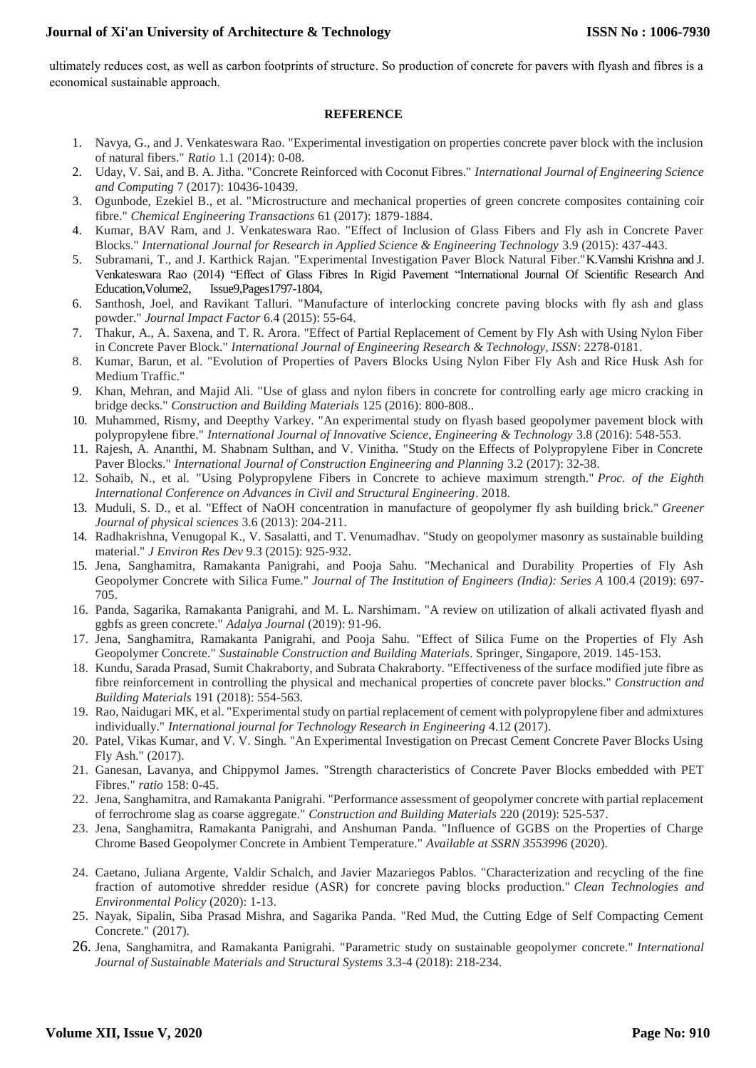ultimately reduces cost, as well as carbon footprints of structure. So production of concrete for pavers with flyash and fibres is a economical sustainable approach.

## REFERENCE

1. Navya, G., and J. Venkateswara Rao. "Experimental investigation on properties concrete paver block with the inclusion of natural fibers." *Ratio* 1.1 (2014): 0-08.
2. Uday, V. Sai, and B. A. Jitha. "Concrete Reinforced with Coconut Fibres." *International Journal of Engineering Science and Computing* 7 (2017): 10436-10439.
3. Ogunbode, Ezekiel B., et al. "Microstructure and mechanical properties of green concrete composites containing coir fibre." *Chemical Engineering Transactions* 61 (2017): 1879-1884.
4. Kumar, BAV Ram, and J. Venkateswara Rao. "Effect of Inclusion of Glass Fibers and Fly ash in Concrete Paver Blocks." *International Journal for Research in Applied Science & Engineering Technology* 3.9 (2015): 437-443.
5. Subramani, T., and J. Karthick Rajan. "Experimental Investigation Paver Block Natural Fiber."K.Vamshi Krishna and J. Venkateswara Rao (2014) "Effect of Glass Fibres In Rigid Pavement "International Journal Of Scientific Research And Education,Volume2, Issue9,Pages1797-1804,
6. Santhosh, Joel, and Ravikant Talluri. "Manufacture of interlocking concrete paving blocks with fly ash and glass powder." *Journal Impact Factor* 6.4 (2015): 55-64.
7. Thakur, A., A. Saxena, and T. R. Arora. "Effect of Partial Replacement of Cement by Fly Ash with Using Nylon Fiber in Concrete Paver Block." *International Journal of Engineering Research & Technology, ISSN*: 2278-0181.
8. Kumar, Barun, et al. "Evolution of Properties of Pavers Blocks Using Nylon Fiber Fly Ash and Rice Husk Ash for Medium Traffic."
9. Khan, Mehran, and Majid Ali. "Use of glass and nylon fibers in concrete for controlling early age micro cracking in bridge decks." *Construction and Building Materials* 125 (2016): 800-808..
10. Muhammed, Rismy, and Deepthy Varkey. "An experimental study on flyash based geopolymer pavement block with polypropylene fibre." *International Journal of Innovative Science, Engineering & Technology* 3.8 (2016): 548-553.
11. Rajesh, A. Ananthi, M. Shabnam Sulthan, and V. Vinitha. "Study on the Effects of Polypropylene Fiber in Concrete Paver Blocks." *International Journal of Construction Engineering and Planning* 3.2 (2017): 32-38.
12. Sohaib, N., et al. "Using Polypropylene Fibers in Concrete to achieve maximum strength." *Proc. of the Eighth International Conference on Advances in Civil and Structural Engineering*. 2018.
13. Muduli, S. D., et al. "Effect of NaOH concentration in manufacture of geopolymer fly ash building brick." *Greener Journal of physical sciences* 3.6 (2013): 204-211.
14. Radhakrishna, Venugopal K., V. Sasalatti, and T. Venumadhav. "Study on geopolymer masonry as sustainable building material." *J Environ Res Dev* 9.3 (2015): 925-932.
15. Jena, Sanghamitra, Ramakanta Panigrahi, and Pooja Sahu. "Mechanical and Durability Properties of Fly Ash Geopolymer Concrete with Silica Fume." *Journal of The Institution of Engineers (India): Series A* 100.4 (2019): 697-705.
16. Panda, Sagarika, Ramakanta Panigrahi, and M. L. Narshimam. "A review on utilization of alkali activated flyash and ggbfs as green concrete." *Adalya Journal* (2019): 91-96.
17. Jena, Sanghamitra, Ramakanta Panigrahi, and Pooja Sahu. "Effect of Silica Fume on the Properties of Fly Ash Geopolymer Concrete." *Sustainable Construction and Building Materials*. Springer, Singapore, 2019. 145-153.
18. Kundu, Sarada Prasad, Sumit Chakraborty, and Subrata Chakraborty. "Effectiveness of the surface modified jute fibre as fibre reinforcement in controlling the physical and mechanical properties of concrete paver blocks." *Construction and Building Materials* 191 (2018): 554-563.
19. Rao, Naidugari MK, et al. "Experimental study on partial replacement of cement with polypropylene fiber and admixtures individually." *International journal for Technology Research in Engineering* 4.12 (2017).
20. Patel, Vikas Kumar, and V. V. Singh. "An Experimental Investigation on Precast Cement Concrete Paver Blocks Using Fly Ash." (2017).
21. Ganesan, Lavanya, and Chippymol James. "Strength characteristics of Concrete Paver Blocks embedded with PET Fibres." *ratio* 158: 0-45.
22. Jena, Sanghamitra, and Ramakanta Panigrahi. "Performance assessment of geopolymer concrete with partial replacement of ferrochrome slag as coarse aggregate." *Construction and Building Materials* 220 (2019): 525-537.
23. Jena, Sanghamitra, Ramakanta Panigrahi, and Anshuman Panda. "Influence of GGBS on the Properties of Charge Chrome Based Geopolymer Concrete in Ambient Temperature." *Available at SSRN 3553996* (2020).
24. Caetano, Juliana Argente, Valdir Schalch, and Javier Mazariegos Pablos. "Characterization and recycling of the fine fraction of automotive shredder residue (ASR) for concrete paving blocks production." *Clean Technologies and Environmental Policy* (2020): 1-13.
25. Nayak, Sipalin, Siba Prasad Mishra, and Sagarika Panda. "Red Mud, the Cutting Edge of Self Compacting Cement Concrete." (2017).
26. Jena, Sanghamitra, and Ramakanta Panigrahi. "Parametric study on sustainable geopolymer concrete." *International Journal of Sustainable Materials and Structural Systems* 3.3-4 (2018): 218-234.